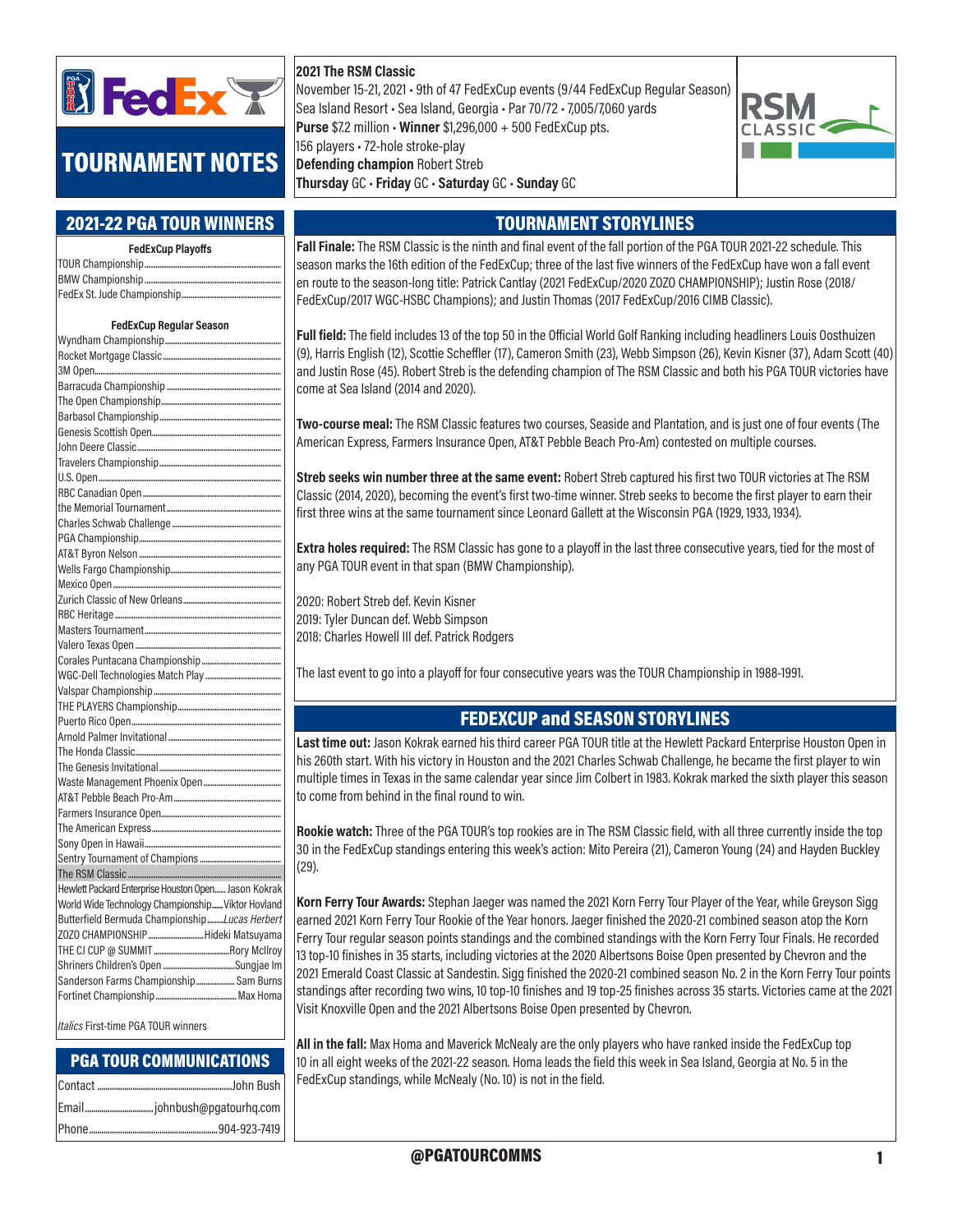# TOURNAMENT NOTES

**2021 The RSM Classic**
November 15-21, 2021 • 9th of 47 FedExCup events (9/44 FedExCup Regular Season)
Sea Island Resort • Sea Island, Georgia • Par 70/72 • 7,005/7,060 yards
**Purse** $7.2 million • **Winner** $1,296,000 + 500 FedExCup pts.
156 players • 72-hole stroke-play
**Defending champion** Robert Streb
**Thursday** GC • **Friday** GC • **Saturday** GC • **Sunday** GC

## 2021-22 PGA TOUR WINNERS

**FedExCup Playoffs**

| Tournament | Winner |
|---|---|
| TOUR Championship | |
| BMW Championship | |
| FedEx St. Jude Championship | |

**FedExCup Regular Season**

| Tournament | Winner |
|---|---|
| Wyndham Championship | |
| Rocket Mortgage Classic | |
| 3M Open | |
| Barracuda Championship | |
| The Open Championship | |
| Barbasol Championship | |
| Genesis Scottish Open | |
| John Deere Classic | |
| Travelers Championship | |
| U.S. Open | |
| RBC Canadian Open | |
| the Memorial Tournament | |
| Charles Schwab Challenge | |
| PGA Championship | |
| AT&T Byron Nelson | |
| Wells Fargo Championship | |
| Mexico Open | |
| Zurich Classic of New Orleans | |
| RBC Heritage | |
| Masters Tournament | |
| Valero Texas Open | |
| Corales Puntacana Championship | |
| WGC-Dell Technologies Match Play | |
| Valspar Championship | |
| THE PLAYERS Championship | |
| Puerto Rico Open | |
| Arnold Palmer Invitational | |
| The Honda Classic | |
| The Genesis Invitational | |
| Waste Management Phoenix Open | |
| AT&T Pebble Beach Pro-Am | |
| Farmers Insurance Open | |
| The American Express | |
| Sony Open in Hawaii | |
| Sentry Tournament of Champions | |
| The RSM Classic | |
| Hewlett Packard Enterprise Houston Open | Jason Kokrak |
| World Wide Technology Championship | Viktor Hovland |
| Butterfield Bermuda Championship | *Lucas Herbert* |
| ZOZO CHAMPIONSHIP | Hideki Matsuyama |
| THE CJ CUP @ SUMMIT | Rory McIlroy |
| Shriners Children's Open | Sungjae Im |
| Sanderson Farms Championship | Sam Burns |
| Fortinet Championship | Max Homa |

*Italics* First-time PGA TOUR winners

## PGA TOUR COMMUNICATIONS

| | |
|---|---|
| Contact | John Bush |
| Email | johnbush@pgatourhq.com |
| Phone | 904-923-7419 |

## TOURNAMENT STORYLINES

**Fall Finale:** The RSM Classic is the ninth and final event of the fall portion of the PGA TOUR 2021-22 schedule. This season marks the 16th edition of the FedExCup; three of the last five winners of the FedExCup have won a fall event en route to the season-long title: Patrick Cantlay (2021 FedExCup/2020 ZOZO CHAMPIONSHIP); Justin Rose (2018/FedExCup/2017 WGC-HSBC Champions); and Justin Thomas (2017 FedExCup/2016 CIMB Classic).

**Full field:** The field includes 13 of the top 50 in the Official World Golf Ranking including headliners Louis Oosthuizen (9), Harris English (12), Scottie Scheffler (17), Cameron Smith (23), Webb Simpson (26), Kevin Kisner (37), Adam Scott (40) and Justin Rose (45). Robert Streb is the defending champion of The RSM Classic and both his PGA TOUR victories have come at Sea Island (2014 and 2020).

**Two-course meal:** The RSM Classic features two courses, Seaside and Plantation, and is just one of four events (The American Express, Farmers Insurance Open, AT&T Pebble Beach Pro-Am) contested on multiple courses.

**Streb seeks win number three at the same event:** Robert Streb captured his first two TOUR victories at The RSM Classic (2014, 2020), becoming the event's first two-time winner. Streb seeks to become the first player to earn their first three wins at the same tournament since Leonard Gallett at the Wisconsin PGA (1929, 1933, 1934).

**Extra holes required:** The RSM Classic has gone to a playoff in the last three consecutive years, tied for the most of any PGA TOUR event in that span (BMW Championship).

2020: Robert Streb def. Kevin Kisner
2019: Tyler Duncan def. Webb Simpson
2018: Charles Howell III def. Patrick Rodgers

The last event to go into a playoff for four consecutive years was the TOUR Championship in 1988-1991.

## FEDEXCUP and SEASON STORYLINES

**Last time out:** Jason Kokrak earned his third career PGA TOUR title at the Hewlett Packard Enterprise Houston Open in his 260th start. With his victory in Houston and the 2021 Charles Schwab Challenge, he became the first player to win multiple times in Texas in the same calendar year since Jim Colbert in 1983. Kokrak marked the sixth player this season to come from behind in the final round to win.

**Rookie watch:** Three of the PGA TOUR's top rookies are in The RSM Classic field, with all three currently inside the top 30 in the FedExCup standings entering this week's action: Mito Pereira (21), Cameron Young (24) and Hayden Buckley (29).

**Korn Ferry Tour Awards:** Stephan Jaeger was named the 2021 Korn Ferry Tour Player of the Year, while Greyson Sigg earned 2021 Korn Ferry Tour Rookie of the Year honors. Jaeger finished the 2020-21 combined season atop the Korn Ferry Tour regular season points standings and the combined standings with the Korn Ferry Tour Finals. He recorded 13 top-10 finishes in 35 starts, including victories at the 2020 Albertsons Boise Open presented by Chevron and the 2021 Emerald Coast Classic at Sandestin. Sigg finished the 2020-21 combined season No. 2 in the Korn Ferry Tour points standings after recording two wins, 10 top-10 finishes and 19 top-25 finishes across 35 starts. Victories came at the 2021 Visit Knoxville Open and the 2021 Albertsons Boise Open presented by Chevron.

**All in the fall:** Max Homa and Maverick McNealy are the only players who have ranked inside the FedExCup top 10 in all eight weeks of the 2021-22 season. Homa leads the field this week in Sea Island, Georgia at No. 5 in the FedExCup standings, while McNealy (No. 10) is not in the field.

@PGATOURCOMMS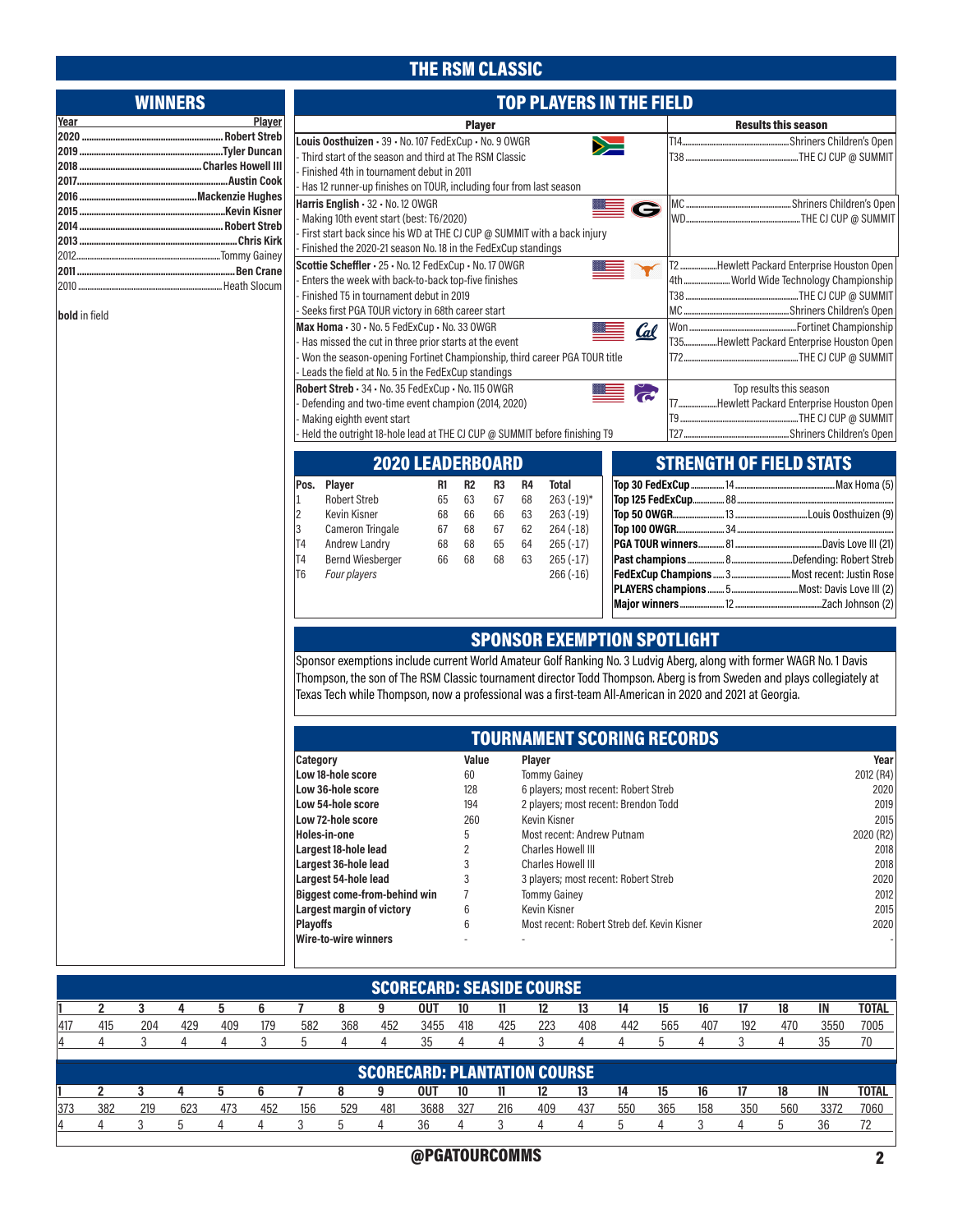# THE RSM CLASSIC

## WINNERS

| Year | Player |
|---|---|
| **2020** | **Robert Streb** |
| **2019** | **Tyler Duncan** |
| **2018** | **Charles Howell III** |
| **2017** | **Austin Cook** |
| **2016** | **Mackenzie Hughes** |
| **2015** | **Kevin Kisner** |
| **2014** | **Robert Streb** |
| **2013** | **Chris Kirk** |
| 2012 | Tommy Gainey |
| **2011** | **Ben Crane** |
| 2010 | Heath Slocum |

**bold** in field

## TOP PLAYERS IN THE FIELD

| Player | Results this season |
|---|---|
| **Louis Oosthuizen** • 39 • No. 107 FedExCup • No. 9 OWGR<br>- Third start of the season and third at The RSM Classic<br>- Finished 4th in tournament debut in 2011<br>- Has 12 runner-up finishes on TOUR, including four from last season | T14 ... Shriners Children's Open<br>T38 ... THE CJ CUP @ SUMMIT |
| **Harris English** • 32 • No. 12 OWGR<br>- Making 10th event start (best: T6/2020)<br>- First start back since his WD at THE CJ CUP @ SUMMIT with a back injury<br>- Finished the 2020-21 season No. 18 in the FedExCup standings | MC ... Shriners Children's Open<br>WD ... THE CJ CUP @ SUMMIT |
| **Scottie Scheffler** • 25 • No. 12 FedExCup • No. 17 OWGR<br>- Enters the week with back-to-back top-five finishes<br>- Finished T5 in tournament debut in 2019<br>- Seeks first PGA TOUR victory in 68th career start | T2 ... Hewlett Packard Enterprise Houston Open<br>4th ... World Wide Technology Championship<br>T38 ... THE CJ CUP @ SUMMIT<br>MC ... Shriners Children's Open |
| **Max Homa** • 30 • No. 5 FedExCup • No. 33 OWGR<br>- Has missed the cut in three prior starts at the event<br>- Won the season-opening Fortinet Championship, third career PGA TOUR title<br>- Leads the field at No. 5 in the FedExCup standings | Won ... Fortinet Championship<br>T35 ... Hewlett Packard Enterprise Houston Open<br>T72 ... THE CJ CUP @ SUMMIT |
| **Robert Streb** • 34 • No. 35 FedExCup • No. 115 OWGR<br>- Defending and two-time event champion (2014, 2020)<br>- Making eighth event start<br>- Held the outright 18-hole lead at THE CJ CUP @ SUMMIT before finishing T9 | Top results this season<br>T7 ... Hewlett Packard Enterprise Houston Open<br>T9 ... THE CJ CUP @ SUMMIT<br>T27 ... Shriners Children's Open |

## 2020 LEADERBOARD

| Pos. | Player | R1 | R2 | R3 | R4 | Total |
|---|---|---|---|---|---|---|
| 1 | Robert Streb | 65 | 63 | 67 | 68 | 263 (-19)* |
| 2 | Kevin Kisner | 68 | 66 | 66 | 63 | 263 (-19) |
| 3 | Cameron Tringale | 67 | 68 | 67 | 62 | 264 (-18) |
| T4 | Andrew Landry | 68 | 68 | 65 | 64 | 265 (-17) |
| T4 | Bernd Wiesberger | 66 | 68 | 68 | 63 | 265 (-17) |
| T6 | *Four players* | | | | | 266 (-16) |

## STRENGTH OF FIELD STATS

| Category | Number | Notes |
|---|---|---|
| **Top 30 FedExCup** | 14 | Max Homa (5) |
| **Top 125 FedExCup** | 88 | |
| **Top 50 OWGR** | 13 | Louis Oosthuizen (9) |
| **Top 100 OWGR** | 34 | |
| **PGA TOUR winners** | 81 | Davis Love III (21) |
| **Past champions** | 8 | Defending: Robert Streb |
| **FedExCup Champions** | 3 | Most recent: Justin Rose |
| **PLAYERS champions** | 5 | Most: Davis Love III (2) |
| **Major winners** | 12 | Zach Johnson (2) |

## SPONSOR EXEMPTION SPOTLIGHT

Sponsor exemptions include current World Amateur Golf Ranking No. 3 Ludvig Aberg, along with former WAGR No. 1 Davis Thompson, the son of The RSM Classic tournament director Todd Thompson. Aberg is from Sweden and plays collegiately at Texas Tech while Thompson, now a professional was a first-team All-American in 2020 and 2021 at Georgia.

## TOURNAMENT SCORING RECORDS

| Category | Value | Player | Year |
|---|---|---|---|
| **Low 18-hole score** | 60 | Tommy Gainey | 2012 (R4) |
| **Low 36-hole score** | 128 | 6 players; most recent: Robert Streb | 2020 |
| **Low 54-hole score** | 194 | 2 players; most recent: Brendon Todd | 2019 |
| **Low 72-hole score** | 260 | Kevin Kisner | 2015 |
| **Holes-in-one** | 5 | Most recent: Andrew Putnam | 2020 (R2) |
| **Largest 18-hole lead** | 2 | Charles Howell III | 2018 |
| **Largest 36-hole lead** | 3 | Charles Howell III | 2018 |
| **Largest 54-hole lead** | 3 | 3 players; most recent: Robert Streb | 2020 |
| **Biggest come-from-behind win** | 7 | Tommy Gainey | 2012 |
| **Largest margin of victory** | 6 | Kevin Kisner | 2015 |
| **Playoffs** | 6 | Most recent: Robert Streb def. Kevin Kisner | 2020 |
| **Wire-to-wire winners** | - | - | - |

## SCORECARD: SEASIDE COURSE

| 1 | 2 | 3 | 4 | 5 | 6 | 7 | 8 | 9 | OUT | 10 | 11 | 12 | 13 | 14 | 15 | 16 | 17 | 18 | IN | TOTAL |
|---|---|---|---|---|---|---|---|---|---|---|---|---|---|---|---|---|---|---|---|---|
| 417 | 415 | 204 | 429 | 409 | 179 | 582 | 368 | 452 | 3455 | 418 | 425 | 223 | 408 | 442 | 565 | 407 | 192 | 470 | 3550 | 7005 |
| 4 | 4 | 3 | 4 | 4 | 3 | 5 | 4 | 4 | 35 | 4 | 4 | 3 | 4 | 4 | 5 | 4 | 3 | 4 | 35 | 70 |

## SCORECARD: PLANTATION COURSE

| 1 | 2 | 3 | 4 | 5 | 6 | 7 | 8 | 9 | OUT | 10 | 11 | 12 | 13 | 14 | 15 | 16 | 17 | 18 | IN | TOTAL |
|---|---|---|---|---|---|---|---|---|---|---|---|---|---|---|---|---|---|---|---|---|
| 373 | 382 | 219 | 623 | 473 | 452 | 156 | 529 | 481 | 3688 | 327 | 216 | 409 | 437 | 550 | 365 | 158 | 350 | 560 | 3372 | 7060 |
| 4 | 4 | 3 | 5 | 4 | 4 | 3 | 5 | 4 | 36 | 4 | 3 | 4 | 4 | 5 | 4 | 3 | 4 | 5 | 36 | 72 |

@PGATOURCOMMS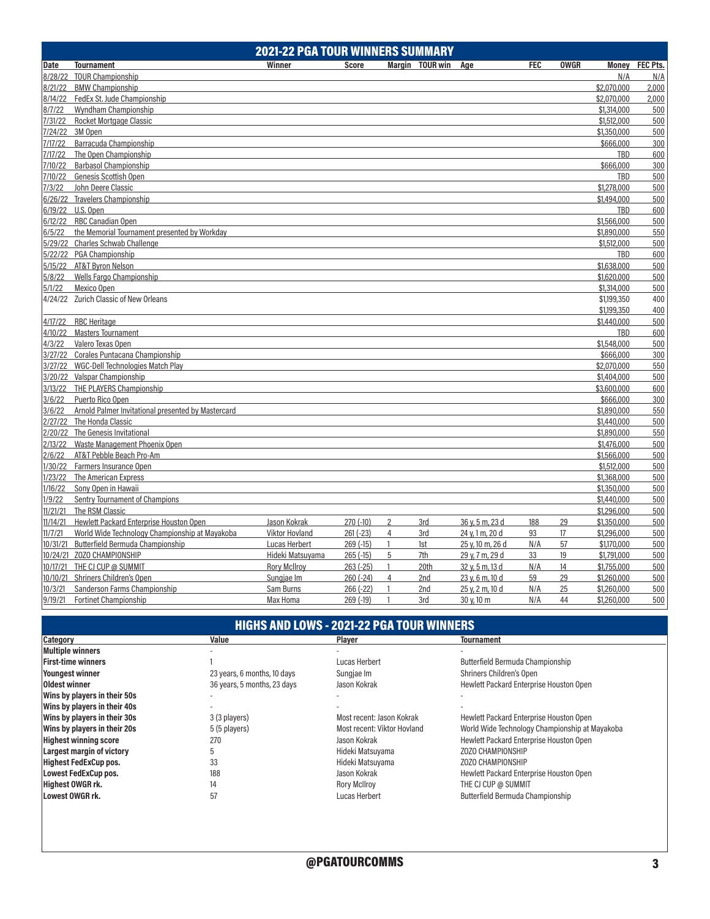## 2021-22 PGA TOUR WINNERS SUMMARY

| Date | Tournament | Winner | Score | Margin | TOUR win | Age | FEC | OWGR | Money | FEC Pts. |
|---|---|---|---|---|---|---|---|---|---|---|
| 8/28/22 | TOUR Championship | | | | | | | | N/A | N/A |
| 8/21/22 | BMW Championship | | | | | | | | $2,070,000 | 2,000 |
| 8/14/22 | FedEx St. Jude Championship | | | | | | | | $2,070,000 | 2,000 |
| 8/7/22 | Wyndham Championship | | | | | | | | $1,314,000 | 500 |
| 7/31/22 | Rocket Mortgage Classic | | | | | | | | $1,512,000 | 500 |
| 7/24/22 | 3M Open | | | | | | | | $1,350,000 | 500 |
| 7/17/22 | Barracuda Championship | | | | | | | | $666,000 | 300 |
| 7/17/22 | The Open Championship | | | | | | | | TBD | 600 |
| 7/10/22 | Barbasol Championship | | | | | | | | $666,000 | 300 |
| 7/10/22 | Genesis Scottish Open | | | | | | | | TBD | 500 |
| 7/3/22 | John Deere Classic | | | | | | | | $1,278,000 | 500 |
| 6/26/22 | Travelers Championship | | | | | | | | $1,494,000 | 500 |
| 6/19/22 | U.S. Open | | | | | | | | TBD | 600 |
| 6/12/22 | RBC Canadian Open | | | | | | | | $1,566,000 | 500 |
| 6/5/22 | the Memorial Tournament presented by Workday | | | | | | | | $1,890,000 | 550 |
| 5/29/22 | Charles Schwab Challenge | | | | | | | | $1,512,000 | 500 |
| 5/22/22 | PGA Championship | | | | | | | | TBD | 600 |
| 5/15/22 | AT&T Byron Nelson | | | | | | | | $1,638,000 | 500 |
| 5/8/22 | Wells Fargo Championship | | | | | | | | $1,620,000 | 500 |
| 5/1/22 | Mexico Open | | | | | | | | $1,314,000 | 500 |
| 4/24/22 | Zurich Classic of New Orleans | | | | | | | | $1,199,350 | 400 |
| | | | | | | | | | $1,199,350 | 400 |
| 4/17/22 | RBC Heritage | | | | | | | | $1,440,000 | 500 |
| 4/10/22 | Masters Tournament | | | | | | | | TBD | 600 |
| 4/3/22 | Valero Texas Open | | | | | | | | $1,548,000 | 500 |
| 3/27/22 | Corales Puntacana Championship | | | | | | | | $666,000 | 300 |
| 3/27/22 | WGC-Dell Technologies Match Play | | | | | | | | $2,070,000 | 550 |
| 3/20/22 | Valspar Championship | | | | | | | | $1,404,000 | 500 |
| 3/13/22 | THE PLAYERS Championship | | | | | | | | $3,600,000 | 600 |
| 3/6/22 | Puerto Rico Open | | | | | | | | $666,000 | 300 |
| 3/6/22 | Arnold Palmer Invitational presented by Mastercard | | | | | | | | $1,890,000 | 550 |
| 2/27/22 | The Honda Classic | | | | | | | | $1,440,000 | 500 |
| 2/20/22 | The Genesis Invitational | | | | | | | | $1,890,000 | 550 |
| 2/13/22 | Waste Management Phoenix Open | | | | | | | | $1,476,000 | 500 |
| 2/6/22 | AT&T Pebble Beach Pro-Am | | | | | | | | $1,566,000 | 500 |
| 1/30/22 | Farmers Insurance Open | | | | | | | | $1,512,000 | 500 |
| 1/23/22 | The American Express | | | | | | | | $1,368,000 | 500 |
| 1/16/22 | Sony Open in Hawaii | | | | | | | | $1,350,000 | 500 |
| 1/9/22 | Sentry Tournament of Champions | | | | | | | | $1,440,000 | 500 |
| 11/21/21 | The RSM Classic | | | | | | | | $1,296,000 | 500 |
| 11/14/21 | Hewlett Packard Enterprise Houston Open | Jason Kokrak | 270 (-10) | 2 | 3rd | 36 y, 5 m, 23 d | 188 | 29 | $1,350,000 | 500 |
| 11/7/21 | World Wide Technology Championship at Mayakoba | Viktor Hovland | 261 (-23) | 4 | 3rd | 24 y, 1 m, 20 d | 93 | 17 | $1,296,000 | 500 |
| 10/31/21 | Butterfield Bermuda Championship | Lucas Herbert | 269 (-15) | 1 | 1st | 25 y, 10 m, 26 d | N/A | 57 | $1,170,000 | 500 |
| 10/24/21 | ZOZO CHAMPIONSHIP | Hideki Matsuyama | 265 (-15) | 5 | 7th | 29 y, 7 m, 29 d | 33 | 19 | $1,791,000 | 500 |
| 10/17/21 | THE CJ CUP @ SUMMIT | Rory McIlroy | 263 (-25) | 1 | 20th | 32 y, 5 m, 13 d | N/A | 14 | $1,755,000 | 500 |
| 10/10/21 | Shriners Children's Open | Sungjae Im | 260 (-24) | 4 | 2nd | 23 y, 6 m, 10 d | 59 | 29 | $1,260,000 | 500 |
| 10/3/21 | Sanderson Farms Championship | Sam Burns | 266 (-22) | 1 | 2nd | 25 y, 2 m, 10 d | N/A | 25 | $1,260,000 | 500 |
| 9/19/21 | Fortinet Championship | Max Homa | 269 (-19) | 1 | 3rd | 30 y, 10 m | N/A | 44 | $1,260,000 | 500 |

## HIGHS AND LOWS - 2021-22 PGA TOUR WINNERS

| Category | Value | Player | Tournament |
|---|---|---|---|
| **Multiple winners** | - | - | - |
| **First-time winners** | 1 | Lucas Herbert | Butterfield Bermuda Championship |
| **Youngest winner** | 23 years, 6 months, 10 days | Sungjae Im | Shriners Children's Open |
| **Oldest winner** | 36 years, 5 months, 23 days | Jason Kokrak | Hewlett Packard Enterprise Houston Open |
| **Wins by players in their 50s** | - | - | - |
| **Wins by players in their 40s** | - | - | - |
| **Wins by players in their 30s** | 3 (3 players) | Most recent: Jason Kokrak | Hewlett Packard Enterprise Houston Open |
| **Wins by players in their 20s** | 5 (5 players) | Most recent: Viktor Hovland | World Wide Technology Championship at Mayakoba |
| **Highest winning score** | 270 | Jason Kokrak | Hewlett Packard Enterprise Houston Open |
| **Largest margin of victory** | 5 | Hideki Matsuyama | ZOZO CHAMPIONSHIP |
| **Highest FedExCup pos.** | 33 | Hideki Matsuyama | ZOZO CHAMPIONSHIP |
| **Lowest FedExCup pos.** | 188 | Jason Kokrak | Hewlett Packard Enterprise Houston Open |
| **Highest OWGR rk.** | 14 | Rory McIlroy | THE CJ CUP @ SUMMIT |
| **Lowest OWGR rk.** | 57 | Lucas Herbert | Butterfield Bermuda Championship |

@PGATOURCOMMS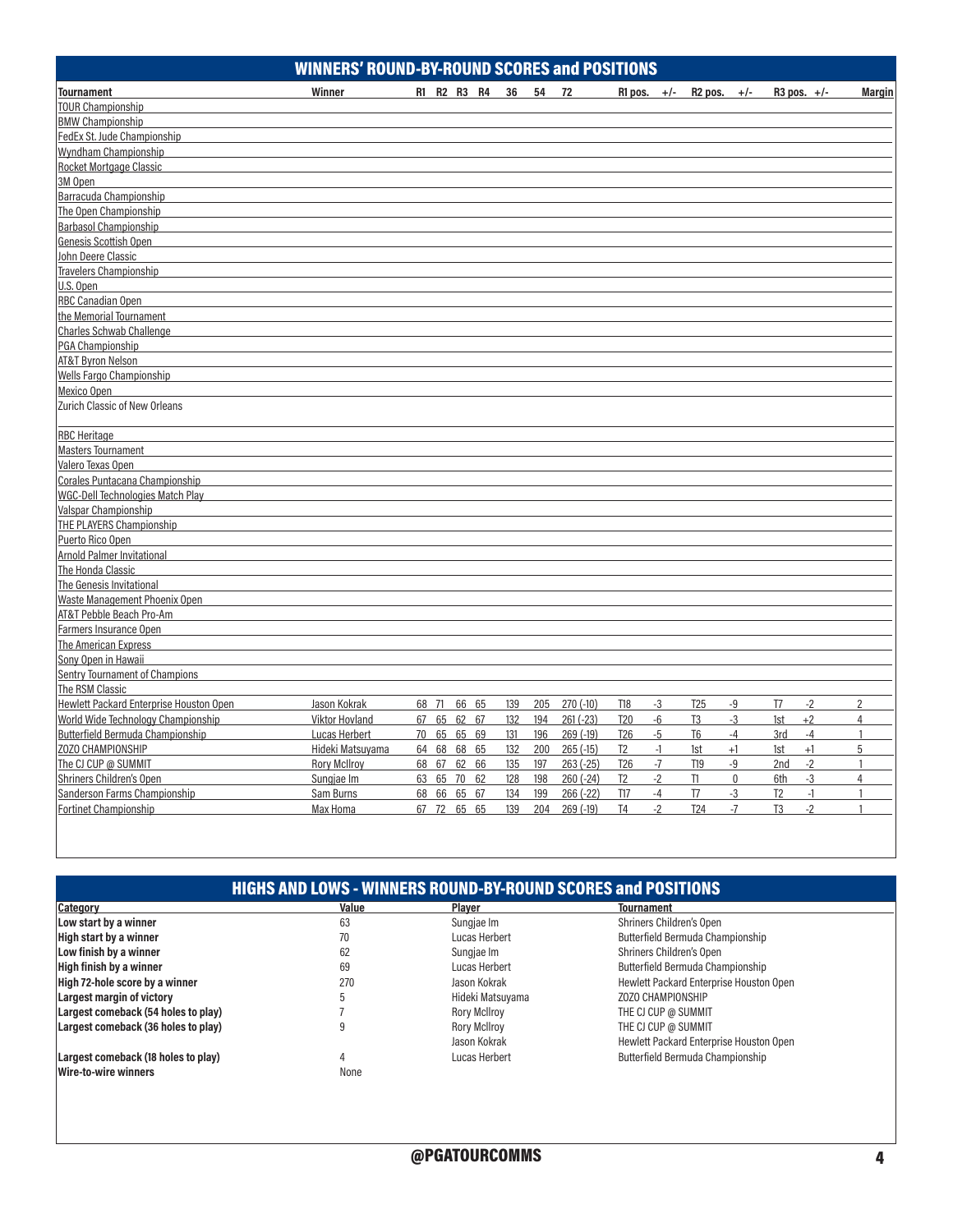## WINNERS' ROUND-BY-ROUND SCORES and POSITIONS

| Tournament | Winner | R1 | R2 | R3 | R4 | 36 | 54 | 72 | R1 pos. | +/- | R2 pos. | +/- | R3 pos. | +/- | Margin |
|---|---|---|---|---|---|---|---|---|---|---|---|---|---|---|---|
| TOUR Championship | | | | | | | | | | | | | | | |
| BMW Championship | | | | | | | | | | | | | | | |
| FedEx St. Jude Championship | | | | | | | | | | | | | | | |
| Wyndham Championship | | | | | | | | | | | | | | | |
| Rocket Mortgage Classic | | | | | | | | | | | | | | | |
| 3M Open | | | | | | | | | | | | | | | |
| Barracuda Championship | | | | | | | | | | | | | | | |
| The Open Championship | | | | | | | | | | | | | | | |
| Barbasol Championship | | | | | | | | | | | | | | | |
| Genesis Scottish Open | | | | | | | | | | | | | | | |
| John Deere Classic | | | | | | | | | | | | | | | |
| Travelers Championship | | | | | | | | | | | | | | | |
| U.S. Open | | | | | | | | | | | | | | | |
| RBC Canadian Open | | | | | | | | | | | | | | | |
| the Memorial Tournament | | | | | | | | | | | | | | | |
| Charles Schwab Challenge | | | | | | | | | | | | | | | |
| PGA Championship | | | | | | | | | | | | | | | |
| AT&T Byron Nelson | | | | | | | | | | | | | | | |
| Wells Fargo Championship | | | | | | | | | | | | | | | |
| Mexico Open | | | | | | | | | | | | | | | |
| Zurich Classic of New Orleans | | | | | | | | | | | | | | | |
| RBC Heritage | | | | | | | | | | | | | | | |
| Masters Tournament | | | | | | | | | | | | | | | |
| Valero Texas Open | | | | | | | | | | | | | | | |
| Corales Puntacana Championship | | | | | | | | | | | | | | | |
| WGC-Dell Technologies Match Play | | | | | | | | | | | | | | | |
| Valspar Championship | | | | | | | | | | | | | | | |
| THE PLAYERS Championship | | | | | | | | | | | | | | | |
| Puerto Rico Open | | | | | | | | | | | | | | | |
| Arnold Palmer Invitational | | | | | | | | | | | | | | | |
| The Honda Classic | | | | | | | | | | | | | | | |
| The Genesis Invitational | | | | | | | | | | | | | | | |
| Waste Management Phoenix Open | | | | | | | | | | | | | | | |
| AT&T Pebble Beach Pro-Am | | | | | | | | | | | | | | | |
| Farmers Insurance Open | | | | | | | | | | | | | | | |
| The American Express | | | | | | | | | | | | | | | |
| Sony Open in Hawaii | | | | | | | | | | | | | | | |
| Sentry Tournament of Champions | | | | | | | | | | | | | | | |
| The RSM Classic | | | | | | | | | | | | | | | |
| Hewlett Packard Enterprise Houston Open | Jason Kokrak | 68 | 71 | 66 | 65 | 139 | 205 | 270 (-10) | T18 | -3 | T25 | -9 | T7 | -2 | 2 |
| World Wide Technology Championship | Viktor Hovland | 67 | 65 | 62 | 67 | 132 | 194 | 261 (-23) | T20 | -6 | T3 | -3 | 1st | +2 | 4 |
| Butterfield Bermuda Championship | Lucas Herbert | 70 | 65 | 65 | 69 | 131 | 196 | 269 (-19) | T26 | -5 | T6 | -4 | 3rd | -4 | 1 |
| ZOZO CHAMPIONSHIP | Hideki Matsuyama | 64 | 68 | 68 | 65 | 132 | 200 | 265 (-15) | T2 | -1 | 1st | +1 | 1st | +1 | 5 |
| The CJ CUP @ SUMMIT | Rory McIlroy | 68 | 67 | 62 | 66 | 135 | 197 | 263 (-25) | T26 | -7 | T19 | -9 | 2nd | -2 | 1 |
| Shriners Children's Open | Sungjae Im | 63 | 65 | 70 | 62 | 128 | 198 | 260 (-24) | T2 | -2 | T1 | 0 | 6th | -3 | 4 |
| Sanderson Farms Championship | Sam Burns | 68 | 66 | 65 | 67 | 134 | 199 | 266 (-22) | T17 | -4 | T7 | -3 | T2 | -1 | 1 |
| Fortinet Championship | Max Homa | 67 | 72 | 65 | 65 | 139 | 204 | 269 (-19) | T4 | -2 | T24 | -7 | T3 | -2 | 1 |

## HIGHS AND LOWS - WINNERS ROUND-BY-ROUND SCORES and POSITIONS

| Category | Value | Player | Tournament |
|---|---|---|---|
| **Low start by a winner** | 63 | Sungjae Im | Shriners Children's Open |
| **High start by a winner** | 70 | Lucas Herbert | Butterfield Bermuda Championship |
| **Low finish by a winner** | 62 | Sungjae Im | Shriners Children's Open |
| **High finish by a winner** | 69 | Lucas Herbert | Butterfield Bermuda Championship |
| **High 72-hole score by a winner** | 270 | Jason Kokrak | Hewlett Packard Enterprise Houston Open |
| **Largest margin of victory** | 5 | Hideki Matsuyama | ZOZO CHAMPIONSHIP |
| **Largest comeback (54 holes to play)** | 7 | Rory McIlroy | THE CJ CUP @ SUMMIT |
| **Largest comeback (36 holes to play)** | 9 | Rory McIlroy | THE CJ CUP @ SUMMIT |
| | | Jason Kokrak | Hewlett Packard Enterprise Houston Open |
| **Largest comeback (18 holes to play)** | 4 | Lucas Herbert | Butterfield Bermuda Championship |
| **Wire-to-wire winners** | None | | |

@PGATOURCOMMS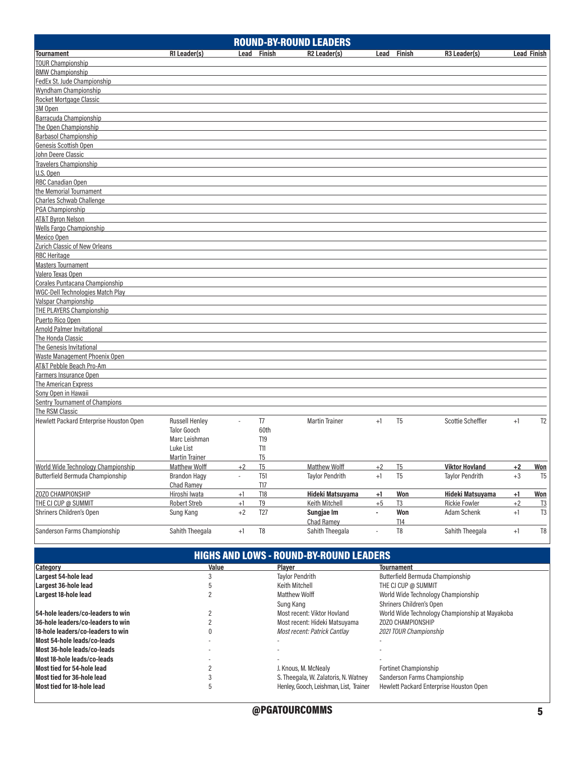## ROUND-BY-ROUND LEADERS

| Tournament | R1 Leader(s) | Lead | Finish | R2 Leader(s) | Lead | Finish | R3 Leader(s) | Lead | Finish |
|---|---|---|---|---|---|---|---|---|---|
| TOUR Championship | | | | | | | | | |
| BMW Championship | | | | | | | | | |
| FedEx St. Jude Championship | | | | | | | | | |
| Wyndham Championship | | | | | | | | | |
| Rocket Mortgage Classic | | | | | | | | | |
| 3M Open | | | | | | | | | |
| Barracuda Championship | | | | | | | | | |
| The Open Championship | | | | | | | | | |
| Barbasol Championship | | | | | | | | | |
| Genesis Scottish Open | | | | | | | | | |
| John Deere Classic | | | | | | | | | |
| Travelers Championship | | | | | | | | | |
| U.S. Open | | | | | | | | | |
| RBC Canadian Open | | | | | | | | | |
| the Memorial Tournament | | | | | | | | | |
| Charles Schwab Challenge | | | | | | | | | |
| PGA Championship | | | | | | | | | |
| AT&T Byron Nelson | | | | | | | | | |
| Wells Fargo Championship | | | | | | | | | |
| Mexico Open | | | | | | | | | |
| Zurich Classic of New Orleans | | | | | | | | | |
| RBC Heritage | | | | | | | | | |
| Masters Tournament | | | | | | | | | |
| Valero Texas Open | | | | | | | | | |
| Corales Puntacana Championship | | | | | | | | | |
| WGC-Dell Technologies Match Play | | | | | | | | | |
| Valspar Championship | | | | | | | | | |
| THE PLAYERS Championship | | | | | | | | | |
| Puerto Rico Open | | | | | | | | | |
| Arnold Palmer Invitational | | | | | | | | | |
| The Honda Classic | | | | | | | | | |
| The Genesis Invitational | | | | | | | | | |
| Waste Management Phoenix Open | | | | | | | | | |
| AT&T Pebble Beach Pro-Am | | | | | | | | | |
| Farmers Insurance Open | | | | | | | | | |
| The American Express | | | | | | | | | |
| Sony Open in Hawaii | | | | | | | | | |
| Sentry Tournament of Champions | | | | | | | | | |
| The RSM Classic | | | | | | | | | |
| Hewlett Packard Enterprise Houston Open | Russell Henley | - | T7 | Martin Trainer | +1 | T5 | Scottie Scheffler | +1 | T2 |
| | Talor Gooch | | 60th | | | | | | |
| | Marc Leishman | | T19 | | | | | | |
| | Luke List | | T11 | | | | | | |
| | Martin Trainer | | T5 | | | | | | |
| World Wide Technology Championship | Matthew Wolff | +2 | T5 | Matthew Wolff | +2 | T5 | **Viktor Hovland** | **+2** | **Won** |
| Butterfield Bermuda Championship | Brandon Hagy | - | T51 | Taylor Pendrith | +1 | T5 | Taylor Pendrith | +3 | T5 |
| | Chad Ramey | | T17 | | | | | | |
| ZOZO CHAMPIONSHIP | Hiroshi Iwata | +1 | T18 | **Hideki Matsuyama** | **+1** | **Won** | **Hideki Matsuyama** | **+1** | **Won** |
| THE CJ CUP @ SUMMIT | Robert Streb | +1 | T9 | Keith Mitchell | +5 | T3 | Rickie Fowler | +2 | T3 |
| Shriners Children's Open | Sung Kang | +2 | T27 | **Sungjae Im** | **-** | **Won** | Adam Schenk | +1 | T3 |
| | | | | Chad Ramey | | T14 | | | |
| Sanderson Farms Championship | Sahith Theegala | +1 | T8 | Sahith Theegala | - | T8 | Sahith Theegala | +1 | T8 |

## HIGHS AND LOWS - ROUND-BY-ROUND LEADERS

| Category | Value | Player | Tournament |
|---|---|---|---|
| **Largest 54-hole lead** | 3 | Taylor Pendrith | Butterfield Bermuda Championship |
| **Largest 36-hole lead** | 5 | Keith Mitchell | THE CJ CUP @ SUMMIT |
| **Largest 18-hole lead** | 2 | Matthew Wolff | World Wide Technology Championship |
| | | Sung Kang | Shriners Children's Open |
| **54-hole leaders/co-leaders to win** | 2 | Most recent: Viktor Hovland | World Wide Technology Championship at Mayakoba |
| **36-hole leaders/co-leaders to win** | 2 | Most recent: Hideki Matsuyama | ZOZO CHAMPIONSHIP |
| **18-hole leaders/co-leaders to win** | 0 | *Most recent: Patrick Cantlay* | *2021 TOUR Championship* |
| **Most 54-hole leads/co-leads** | - | - | - |
| **Most 36-hole leads/co-leads** | - | - | - |
| **Most 18-hole leads/co-leads** | - | - | - |
| **Most tied for 54-hole lead** | 2 | J. Knous, M. McNealy | Fortinet Championship |
| **Most tied for 36-hole lead** | 3 | S. Theegala, W. Zalatoris, N. Watney | Sanderson Farms Championship |
| **Most tied for 18-hole lead** | 5 | Henley, Gooch, Leishman, List, Trainer | Hewlett Packard Enterprise Houston Open |

@PGATOURCOMMS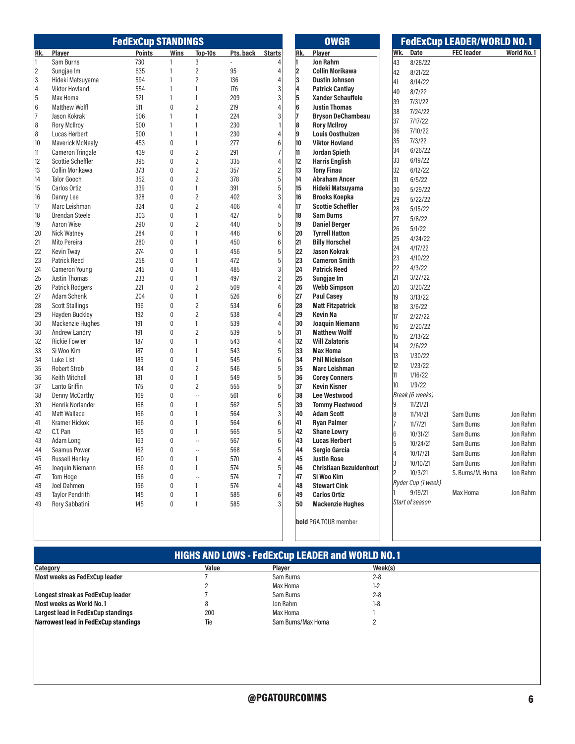## FedExCup STANDINGS

| Rk. | Player | Points | Wins | Top-10s | Pts. back | Starts |
|---|---|---|---|---|---|---|
| 1 | Sam Burns | 730 | 1 | 3 | - | 4 |
| 2 | Sungjae Im | 635 | 1 | 2 | 95 | 4 |
| 3 | Hideki Matsuyama | 594 | 1 | 2 | 136 | 4 |
| 4 | Viktor Hovland | 554 | 1 | 1 | 176 | 3 |
| 5 | Max Homa | 521 | 1 | 1 | 209 | 3 |
| 6 | Matthew Wolff | 511 | 0 | 2 | 219 | 4 |
| 7 | Jason Kokrak | 506 | 1 | 1 | 224 | 3 |
| 8 | Rory McIlroy | 500 | 1 | 1 | 230 | 1 |
| 8 | Lucas Herbert | 500 | 1 | 1 | 230 | 4 |
| 10 | Maverick McNealy | 453 | 0 | 1 | 277 | 6 |
| 11 | Cameron Tringale | 439 | 0 | 2 | 291 | 7 |
| 12 | Scottie Scheffler | 395 | 0 | 2 | 335 | 4 |
| 13 | Collin Morikawa | 373 | 0 | 2 | 357 | 2 |
| 14 | Talor Gooch | 352 | 0 | 2 | 378 | 5 |
| 15 | Carlos Ortiz | 339 | 0 | 1 | 391 | 5 |
| 16 | Danny Lee | 328 | 0 | 2 | 402 | 3 |
| 17 | Marc Leishman | 324 | 0 | 2 | 406 | 4 |
| 18 | Brendan Steele | 303 | 0 | 1 | 427 | 5 |
| 19 | Aaron Wise | 290 | 0 | 2 | 440 | 5 |
| 20 | Nick Watney | 284 | 0 | 1 | 446 | 6 |
| 21 | Mito Pereira | 280 | 0 | 1 | 450 | 6 |
| 22 | Kevin Tway | 274 | 0 | 1 | 456 | 5 |
| 23 | Patrick Reed | 258 | 0 | 1 | 472 | 5 |
| 24 | Cameron Young | 245 | 0 | 1 | 485 | 3 |
| 25 | Justin Thomas | 233 | 0 | 1 | 497 | 2 |
| 26 | Patrick Rodgers | 221 | 0 | 2 | 509 | 4 |
| 27 | Adam Schenk | 204 | 0 | 1 | 526 | 6 |
| 28 | Scott Stallings | 196 | 0 | 2 | 534 | 6 |
| 29 | Hayden Buckley | 192 | 0 | 2 | 538 | 4 |
| 30 | Mackenzie Hughes | 191 | 0 | 1 | 539 | 4 |
| 30 | Andrew Landry | 191 | 0 | 2 | 539 | 5 |
| 32 | Rickie Fowler | 187 | 0 | 1 | 543 | 4 |
| 33 | Si Woo Kim | 187 | 0 | 1 | 543 | 5 |
| 34 | Luke List | 185 | 0 | 1 | 545 | 6 |
| 35 | Robert Streb | 184 | 0 | 2 | 546 | 5 |
| 36 | Keith Mitchell | 181 | 0 | 1 | 549 | 5 |
| 37 | Lanto Griffin | 175 | 0 | 2 | 555 | 5 |
| 38 | Denny McCarthy | 169 | 0 | -- | 561 | 6 |
| 39 | Henrik Norlander | 168 | 0 | 1 | 562 | 5 |
| 40 | Matt Wallace | 166 | 0 | 1 | 564 | 3 |
| 41 | Kramer Hickok | 166 | 0 | 1 | 564 | 6 |
| 42 | C.T. Pan | 165 | 0 | 1 | 565 | 5 |
| 43 | Adam Long | 163 | 0 | -- | 567 | 6 |
| 44 | Seamus Power | 162 | 0 | -- | 568 | 5 |
| 45 | Russell Henley | 160 | 0 | 1 | 570 | 4 |
| 46 | Joaquin Niemann | 156 | 0 | 1 | 574 | 5 |
| 47 | Tom Hoge | 156 | 0 | -- | 574 | 7 |
| 48 | Joel Dahmen | 156 | 0 | 1 | 574 | 4 |
| 49 | Taylor Pendrith | 145 | 0 | 1 | 585 | 6 |
| 49 | Rory Sabbatini | 145 | 0 | 1 | 585 | 3 |

## OWGR

| Rk. | Player |
|---|---|
| 1 | **Jon Rahm** |
| 2 | **Collin Morikawa** |
| 3 | **Dustin Johnson** |
| 4 | **Patrick Cantlay** |
| 5 | **Xander Schauffele** |
| 6 | **Justin Thomas** |
| 7 | **Bryson DeChambeau** |
| 8 | **Rory McIlroy** |
| 9 | **Louis Oosthuizen** |
| 10 | **Viktor Hovland** |
| 11 | **Jordan Spieth** |
| 12 | **Harris English** |
| 13 | **Tony Finau** |
| 14 | **Abraham Ancer** |
| 15 | **Hideki Matsuyama** |
| 16 | **Brooks Koepka** |
| 17 | **Scottie Scheffler** |
| 18 | **Sam Burns** |
| 19 | **Daniel Berger** |
| 20 | **Tyrrell Hatton** |
| 21 | **Billy Horschel** |
| 22 | **Jason Kokrak** |
| 23 | **Cameron Smith** |
| 24 | **Patrick Reed** |
| 25 | **Sungjae Im** |
| 26 | **Webb Simpson** |
| 27 | **Paul Casey** |
| 28 | **Matt Fitzpatrick** |
| 29 | **Kevin Na** |
| 30 | **Joaquin Niemann** |
| 31 | **Matthew Wolff** |
| 32 | **Will Zalatoris** |
| 33 | **Max Homa** |
| 34 | **Phil Mickelson** |
| 35 | **Marc Leishman** |
| 36 | **Corey Conners** |
| 37 | **Kevin Kisner** |
| 38 | **Lee Westwood** |
| 39 | **Tommy Fleetwood** |
| 40 | **Adam Scott** |
| 41 | **Ryan Palmer** |
| 42 | **Shane Lowry** |
| 43 | **Lucas Herbert** |
| 44 | **Sergio Garcia** |
| 45 | **Justin Rose** |
| 46 | **Christiaan Bezuidenhout** |
| 47 | **Si Woo Kim** |
| 48 | **Stewart Cink** |
| 49 | **Carlos Ortiz** |
| 50 | **Mackenzie Hughes** |

**bold** PGA TOUR member

## FedExCup LEADER/WORLD NO. 1

| Wk. | Date | FEC leader | World No. 1 |
|---|---|---|---|
| 43 | 8/28/22 | | |
| 42 | 8/21/22 | | |
| 41 | 8/14/22 | | |
| 40 | 8/7/22 | | |
| 39 | 7/31/22 | | |
| 38 | 7/24/22 | | |
| 37 | 7/17/22 | | |
| 36 | 7/10/22 | | |
| 35 | 7/3/22 | | |
| 34 | 6/26/22 | | |
| 33 | 6/19/22 | | |
| 32 | 6/12/22 | | |
| 31 | 6/5/22 | | |
| 30 | 5/29/22 | | |
| 29 | 5/22/22 | | |
| 28 | 5/15/22 | | |
| 27 | 5/8/22 | | |
| 26 | 5/1/22 | | |
| 25 | 4/24/22 | | |
| 24 | 4/17/22 | | |
| 23 | 4/10/22 | | |
| 22 | 4/3/22 | | |
| 21 | 3/27/22 | | |
| 20 | 3/20/22 | | |
| 19 | 3/13/22 | | |
| 18 | 3/6/22 | | |
| 17 | 2/27/22 | | |
| 16 | 2/20/22 | | |
| 15 | 2/13/22 | | |
| 14 | 2/6/22 | | |
| 13 | 1/30/22 | | |
| 12 | 1/23/22 | | |
| 11 | 1/16/22 | | |
| 10 | 1/9/22 | | |
| *Break (6 weeks)* | | | |
| 9 | 11/21/21 | | |
| 8 | 11/14/21 | Sam Burns | Jon Rahm |
| 7 | 11/7/21 | Sam Burns | Jon Rahm |
| 6 | 10/31/21 | Sam Burns | Jon Rahm |
| 5 | 10/24/21 | Sam Burns | Jon Rahm |
| 4 | 10/17/21 | Sam Burns | Jon Rahm |
| 3 | 10/10/21 | Sam Burns | Jon Rahm |
| 2 | 10/3/21 | S. Burns/M. Homa | Jon Rahm |
| *Ryder Cup (1 week)* | | | |
| 1 | 9/19/21 | Max Homa | Jon Rahm |
| *Start of season* | | | |

## HIGHS AND LOWS - FedExCup LEADER and WORLD NO. 1

| Category | Value | Player | Week(s) |
|---|---|---|---|
| **Most weeks as FedExCup leader** | 7 | Sam Burns | 2-8 |
| | 2 | Max Homa | 1-2 |
| **Longest streak as FedExCup leader** | 7 | Sam Burns | 2-8 |
| **Most weeks as World No. 1** | 8 | Jon Rahm | 1-8 |
| **Largest lead in FedExCup standings** | 200 | Max Homa | 1 |
| **Narrowest lead in FedExCup standings** | Tie | Sam Burns/Max Homa | 2 |

@PGATOURCOMMS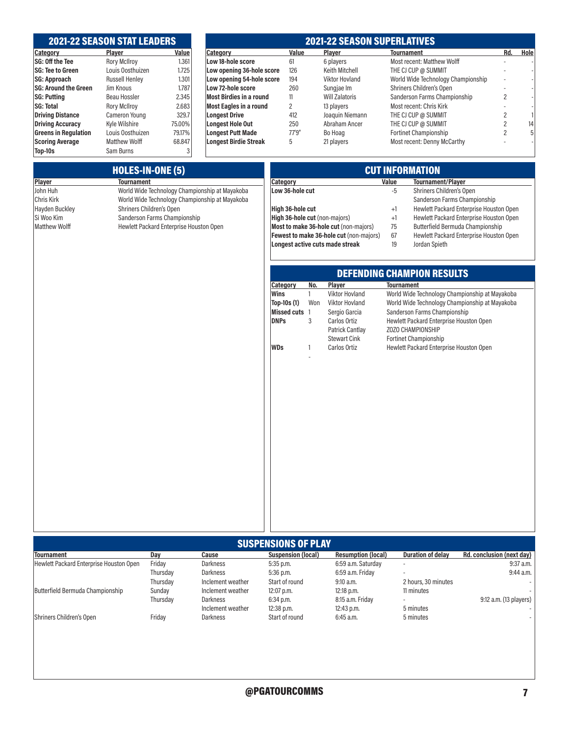## 2021-22 SEASON STAT LEADERS

| Category | Player | Value |
|---|---|---|
| **SG: Off the Tee** | Rory McIlroy | 1.361 |
| **SG: Tee to Green** | Louis Oosthuizen | 1.725 |
| **SG: Approach** | Russell Henley | 1.301 |
| **SG: Around the Green** | Jim Knous | 1.787 |
| **SG: Putting** | Beau Hossler | 2.345 |
| **SG: Total** | Rory McIlroy | 2.683 |
| **Driving Distance** | Cameron Young | 329.7 |
| **Driving Accuracy** | Kyle Wilshire | 75.00% |
| **Greens in Regulation** | Louis Oosthuizen | 79.17% |
| **Scoring Average** | Matthew Wolff | 68.847 |
| **Top-10s** | Sam Burns | 3 |

## 2021-22 SEASON SUPERLATIVES

| Category | Value | Player | Tournament | Rd. | Hole |
|---|---|---|---|---|---|
| **Low 18-hole score** | 61 | 6 players | Most recent: Matthew Wolff | - | - |
| **Low opening 36-hole score** | 126 | Keith Mitchell | THE CJ CUP @ SUMMIT | - | - |
| **Low opening 54-hole score** | 194 | Viktor Hovland | World Wide Technology Championship | - | - |
| **Low 72-hole score** | 260 | Sungjae Im | Shriners Children's Open | - | - |
| **Most Birdies in a round** | 11 | Will Zalatoris | Sanderson Farms Championship | 2 | - |
| **Most Eagles in a round** | 2 | 13 players | Most recent: Chris Kirk | - | - |
| **Longest Drive** | 412 | Joaquin Niemann | THE CJ CUP @ SUMMIT | 2 | 1 |
| **Longest Hole Out** | 250 | Abraham Ancer | THE CJ CUP @ SUMMIT | 2 | 14 |
| **Longest Putt Made** | 77'9" | Bo Hoag | Fortinet Championship | 2 | 5 |
| **Longest Birdie Streak** | 5 | 21 players | Most recent: Denny McCarthy | - | - |

## HOLES-IN-ONE (5)

| Player | Tournament |
|---|---|
| John Huh | World Wide Technology Championship at Mayakoba |
| Chris Kirk | World Wide Technology Championship at Mayakoba |
| Hayden Buckley | Shriners Children's Open |
| Si Woo Kim | Sanderson Farms Championship |
| Matthew Wolff | Hewlett Packard Enterprise Houston Open |

## CUT INFORMATION

| Category | Value | Tournament/Player |
|---|---|---|
| **Low 36-hole cut** | -5 | Shriners Children's Open |
| | | Sanderson Farms Championship |
| **High 36-hole cut** | +1 | Hewlett Packard Enterprise Houston Open |
| **High 36-hole cut** (non-majors) | +1 | Hewlett Packard Enterprise Houston Open |
| **Most to make 36-hole cut** (non-majors) | 75 | Butterfield Bermuda Championship |
| **Fewest to make 36-hole cut** (non-majors) | 67 | Hewlett Packard Enterprise Houston Open |
| **Longest active cuts made streak** | 19 | Jordan Spieth |

## DEFENDING CHAMPION RESULTS

| Category | No. | Player | Tournament |
|---|---|---|---|
| **Wins** | 1 | Viktor Hovland | World Wide Technology Championship at Mayakoba |
| **Top-10s (1)** | Won | Viktor Hovland | World Wide Technology Championship at Mayakoba |
| **Missed cuts** | 1 | Sergio Garcia | Sanderson Farms Championship |
| **DNPs** | 3 | Carlos Ortiz | Hewlett Packard Enterprise Houston Open |
| | | Patrick Cantlay | ZOZO CHAMPIONSHIP |
| | | Stewart Cink | Fortinet Championship |
| **WDs** | 1 | Carlos Ortiz | Hewlett Packard Enterprise Houston Open |
| | - | | |

## SUSPENSIONS OF PLAY

| Tournament | Day | Cause | Suspension (local) | Resumption (local) | Duration of delay | Rd. conclusion (next day) |
|---|---|---|---|---|---|---|
| Hewlett Packard Enterprise Houston Open | Friday | Darkness | 5:35 p.m. | 6:59 a.m. Saturday | - | 9:37 a.m. |
| | Thursday | Darkness | 5:36 p.m. | 6:59 a.m. Friday | - | 9:44 a.m. |
| | Thursday | Inclement weather | Start of round | 9:10 a.m. | 2 hours, 30 minutes | - |
| Butterfield Bermuda Championship | Sunday | Inclement weather | 12:07 p.m. | 12:18 p.m. | 11 minutes | - |
| | Thursday | Darkness | 6:34 p.m. | 8:15 a.m. Friday | - | 9:12 a.m. (13 players) |
| | | Inclement weather | 12:38 p.m. | 12:43 p.m. | 5 minutes | - |
| Shriners Children's Open | Friday | Darkness | Start of round | 6:45 a.m. | 5 minutes | - |

@PGATOURCOMMS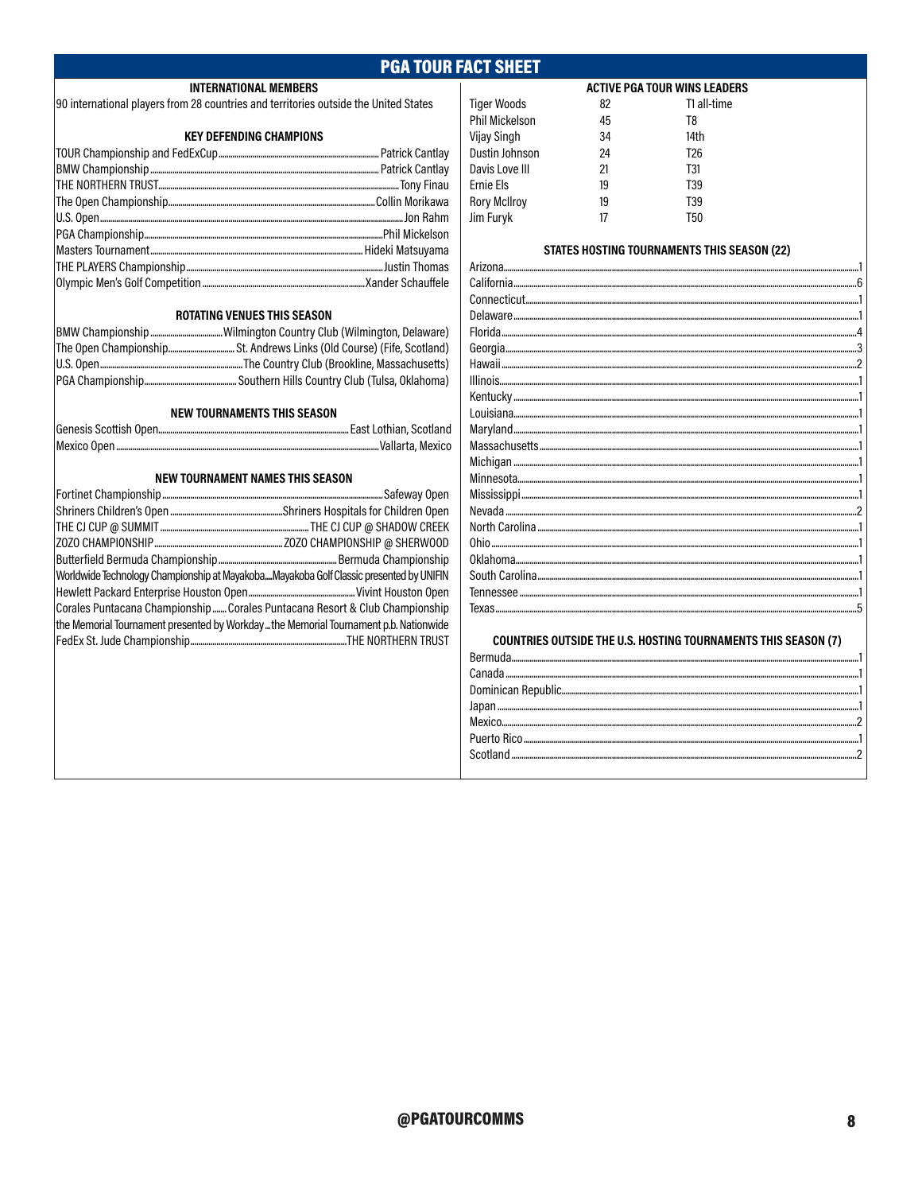# PGA TOUR FACT SHEET

## INTERNATIONAL MEMBERS

90 international players from 28 countries and territories outside the United States

## KEY DEFENDING CHAMPIONS

| | |
|---|---|
| TOUR Championship and FedExCup | Patrick Cantlay |
| BMW Championship | Patrick Cantlay |
| THE NORTHERN TRUST | Tony Finau |
| The Open Championship | Collin Morikawa |
| U.S. Open | Jon Rahm |
| PGA Championship | Phil Mickelson |
| Masters Tournament | Hideki Matsuyama |
| THE PLAYERS Championship | Justin Thomas |
| Olympic Men's Golf Competition | Xander Schauffele |

## ROTATING VENUES THIS SEASON

| | |
|---|---|
| BMW Championship | Wilmington Country Club (Wilmington, Delaware) |
| The Open Championship | St. Andrews Links (Old Course) (Fife, Scotland) |
| U.S. Open | The Country Club (Brookline, Massachusetts) |
| PGA Championship | Southern Hills Country Club (Tulsa, Oklahoma) |

## NEW TOURNAMENTS THIS SEASON

| | |
|---|---|
| Genesis Scottish Open | East Lothian, Scotland |
| Mexico Open | Vallarta, Mexico |

## NEW TOURNAMENT NAMES THIS SEASON

| | |
|---|---|
| Fortinet Championship | Safeway Open |
| Shriners Children's Open | Shriners Hospitals for Children Open |
| THE CJ CUP @ SUMMIT | THE CJ CUP @ SHADOW CREEK |
| ZOZO CHAMPIONSHIP | ZOZO CHAMPIONSHIP @ SHERWOOD |
| Butterfield Bermuda Championship | Bermuda Championship |
| Worldwide Technology Championship at Mayakoba | Mayakoba Golf Classic presented by UNIFIN |
| Hewlett Packard Enterprise Houston Open | Vivint Houston Open |
| Corales Puntacana Championship | Corales Puntacana Resort & Club Championship |
| the Memorial Tournament presented by Workday | the Memorial Tournament p.b. Nationwide |
| FedEx St. Jude Championship | THE NORTHERN TRUST |

## ACTIVE PGA TOUR WINS LEADERS

| | | |
|---|---|---|
| Tiger Woods | 82 | T1 all-time |
| Phil Mickelson | 45 | T8 |
| Vijay Singh | 34 | 14th |
| Dustin Johnson | 24 | T26 |
| Davis Love III | 21 | T31 |
| Ernie Els | 19 | T39 |
| Rory McIlroy | 19 | T39 |
| Jim Furyk | 17 | T50 |

## STATES HOSTING TOURNAMENTS THIS SEASON (22)

| | |
|---|---|
| Arizona | 1 |
| California | 6 |
| Connecticut | 1 |
| Delaware | 1 |
| Florida | 4 |
| Georgia | 3 |
| Hawaii | 2 |
| Illinois | 1 |
| Kentucky | 1 |
| Louisiana | 1 |
| Maryland | 1 |
| Massachusetts | 1 |
| Michigan | 1 |
| Minnesota | 1 |
| Mississippi | 1 |
| Nevada | 2 |
| North Carolina | 1 |
| Ohio | 1 |
| Oklahoma | 1 |
| South Carolina | 1 |
| Tennessee | 1 |
| Texas | 5 |

## COUNTRIES OUTSIDE THE U.S. HOSTING TOURNAMENTS THIS SEASON (7)

| | |
|---|---|
| Bermuda | 1 |
| Canada | 1 |
| Dominican Republic | 1 |
| Japan | 1 |
| Mexico | 2 |
| Puerto Rico | 1 |
| Scotland | 2 |

@PGATOURCOMMS